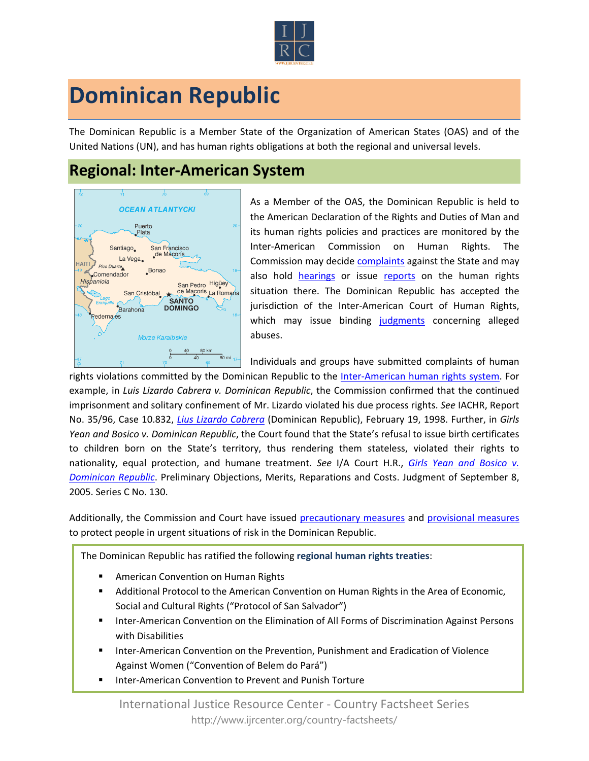# Dominican Republic

The Dominican Republic is a Member State of the Organization of American States (OAS) and of the United Nations (UN), and has human rights obligations at both the regional and universal levels.

## Regional: Inter-American System

As a Member of the OAS, the Dominican Republic is held to the American Declaration of the Rights and Duties of Man and its human rights policies and practices are monitored by the Inter-American Commission on Human Rights. The Commission may decide complaints against the State and may also hold hearings or issue reports on the human rights situation there. The Dominican Republic has accepted the jurisdiction of the Inter-American Court of Human Rights, which may issue binding judgments concerning alleged abuses.

Individuals and groups have submitted complaints of human rights violations committed by the Dominican Republic to the Inter-American human rights system. For example, in *Luis Lizardo Cabrera v. Dominican Republic*, the Commission confirmed that the continued imprisonment and solitary confinement of Mr. Lizardo violated his due process rights. *See* IACHR, Report No. 35/96, Case 10.832, *Lius Lizardo Cabrera* (Dominican Republic), February 19, 1998. Further, in *Girls Yean and Bosico v. Dominican Republic*, the Court found that the State's refusal to issue birth certificates to children born on the State's territory, thus rendering them stateless, violated their rights to nationality, equal protection, and humane treatment. *See* I/A Court H.R., *Girls Yean and Bosico v. Dominican Republic*. Preliminary Objections, Merits, Reparations and Costs. Judgment of September 8, 2005. Series C No. 130.

Additionally, the Commission and Court have issued precautionary measures and provisional measures to protect people in urgent situations of risk in the Dominican Republic.

The Dominican Republic has ratified the following **regional human rights treaties**:

- American Convention on Human Rights
- Additional Protocol to the American Convention on Human Rights in the Area of Economic, Social and Cultural Rights ("Protocol of San Salvador")
- Inter-American Convention on the Elimination of All Forms of Discrimination Against Persons with Disabilities
- Inter-American Convention on the Prevention, Punishment and Eradication of Violence Against Women ("Convention of Belem do Pará")
- Inter-American Convention to Prevent and Punish Torture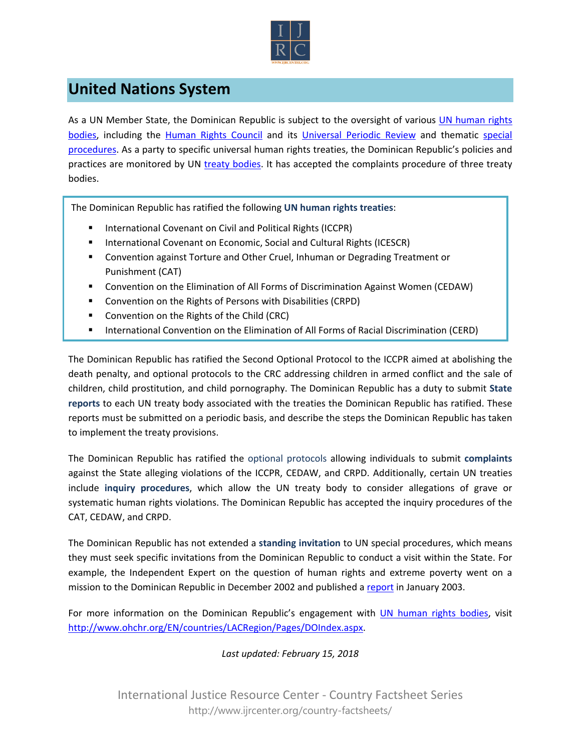## United Nations System

As a UN Member State, the Dominican Republic is subject to the oversight of various UN human rights bodies, including the Human Rights Council and its Universal Periodic Review and thematic special procedures. As a party to specific universal human rights treaties, the Dominican Republic's policies and practices are monitored by UN treaty bodies. It has accepted the complaints procedure of three treaty bodies.

The Dominican Republic has ratified the following **UN human rights treaties**:

- International Covenant on Civil and Political Rights (ICCPR)
- International Covenant on Economic, Social and Cultural Rights (ICESCR)
- Convention against Torture and Other Cruel, Inhuman or Degrading Treatment or Punishment (CAT)
- Convention on the Elimination of All Forms of Discrimination Against Women (CEDAW)
- Convention on the Rights of Persons with Disabilities (CRPD)
- Convention on the Rights of the Child (CRC)
- International Convention on the Elimination of All Forms of Racial Discrimination (CERD)

The Dominican Republic has ratified the Second Optional Protocol to the ICCPR aimed at abolishing the death penalty, and optional protocols to the CRC addressing children in armed conflict and the sale of children, child prostitution, and child pornography. The Dominican Republic has a duty to submit **State reports** to each UN treaty body associated with the treaties the Dominican Republic has ratified. These reports must be submitted on a periodic basis, and describe the steps the Dominican Republic has taken to implement the treaty provisions.

The Dominican Republic has ratified the optional protocols allowing individuals to submit **complaints** against the State alleging violations of the ICCPR, CEDAW, and CRPD. Additionally, certain UN treaties include **inquiry procedures**, which allow the UN treaty body to consider allegations of grave or systematic human rights violations. The Dominican Republic has accepted the inquiry procedures of the CAT, CEDAW, and CRPD.

The Dominican Republic has not extended a **standing invitation** to UN special procedures, which means they must seek specific invitations from the Dominican Republic to conduct a visit within the State. For example, the Independent Expert on the question of human rights and extreme poverty went on a mission to the Dominican Republic in December 2002 and published a report in January 2003.

For more information on the Dominican Republic's engagement with UN human rights bodies, visit http://www.ohchr.org/EN/countries/LACRegion/Pages/DOIndex.aspx.

*Last updated: February 15, 2018*